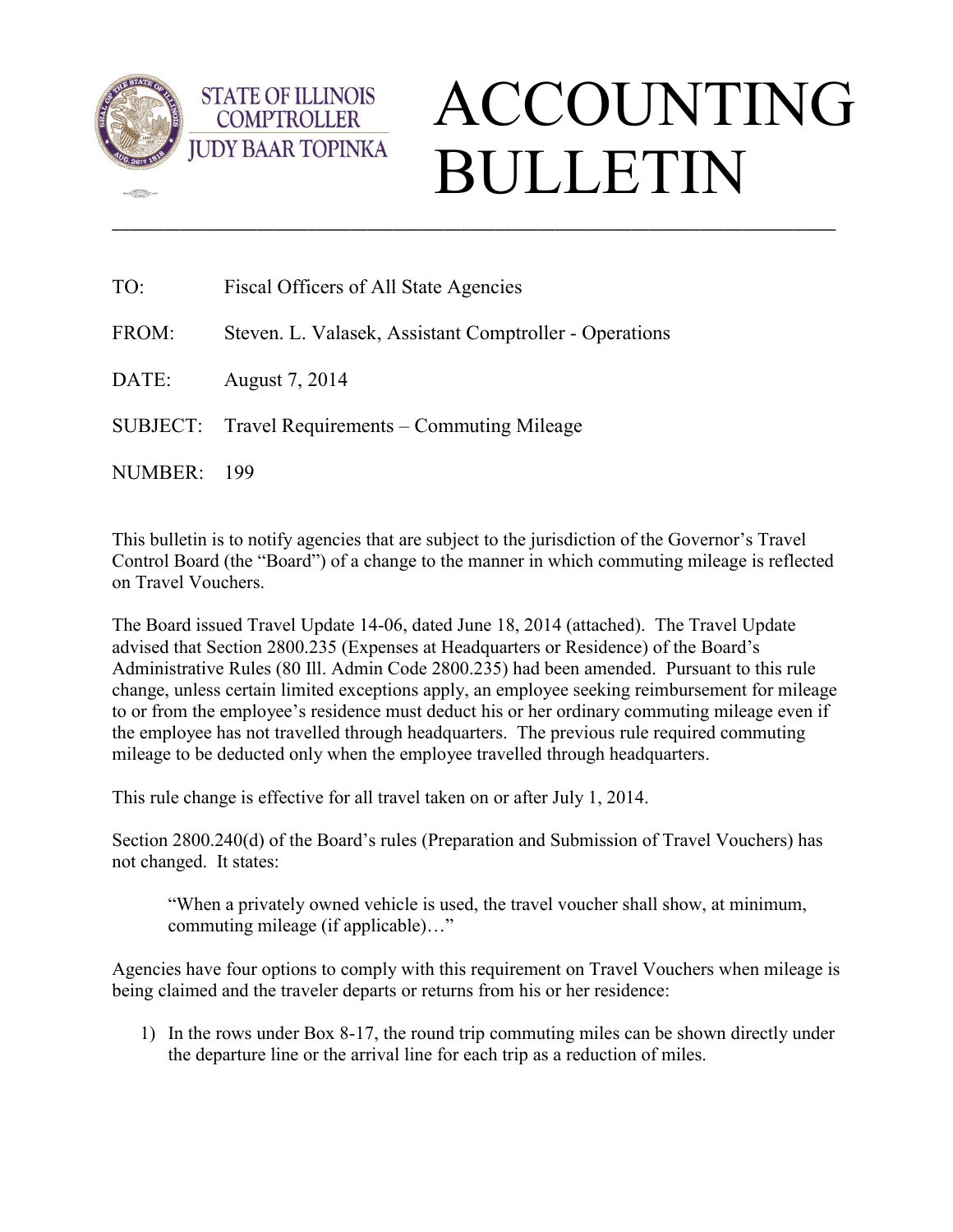STATE OF ILLINOIS
COMPTROLLER
JUDY BAAR TOPINKA

# ACCOUNTING BULLETIN

---

TO: Fiscal Officers of All State Agencies

FROM: Steven. L. Valasek, Assistant Comptroller - Operations

DATE: August 7, 2014

SUBJECT: Travel Requirements – Commuting Mileage

NUMBER: 199

This bulletin is to notify agencies that are subject to the jurisdiction of the Governor's Travel Control Board (the "Board") of a change to the manner in which commuting mileage is reflected on Travel Vouchers.

The Board issued Travel Update 14-06, dated June 18, 2014 (attached). The Travel Update advised that Section 2800.235 (Expenses at Headquarters or Residence) of the Board's Administrative Rules (80 Ill. Admin Code 2800.235) had been amended. Pursuant to this rule change, unless certain limited exceptions apply, an employee seeking reimbursement for mileage to or from the employee's residence must deduct his or her ordinary commuting mileage even if the employee has not travelled through headquarters. The previous rule required commuting mileage to be deducted only when the employee travelled through headquarters.

This rule change is effective for all travel taken on or after July 1, 2014.

Section 2800.240(d) of the Board's rules (Preparation and Submission of Travel Vouchers) has not changed. It states:

> "When a privately owned vehicle is used, the travel voucher shall show, at minimum, commuting mileage (if applicable)…"

Agencies have four options to comply with this requirement on Travel Vouchers when mileage is being claimed and the traveler departs or returns from his or her residence:

1) In the rows under Box 8-17, the round trip commuting miles can be shown directly under the departure line or the arrival line for each trip as a reduction of miles.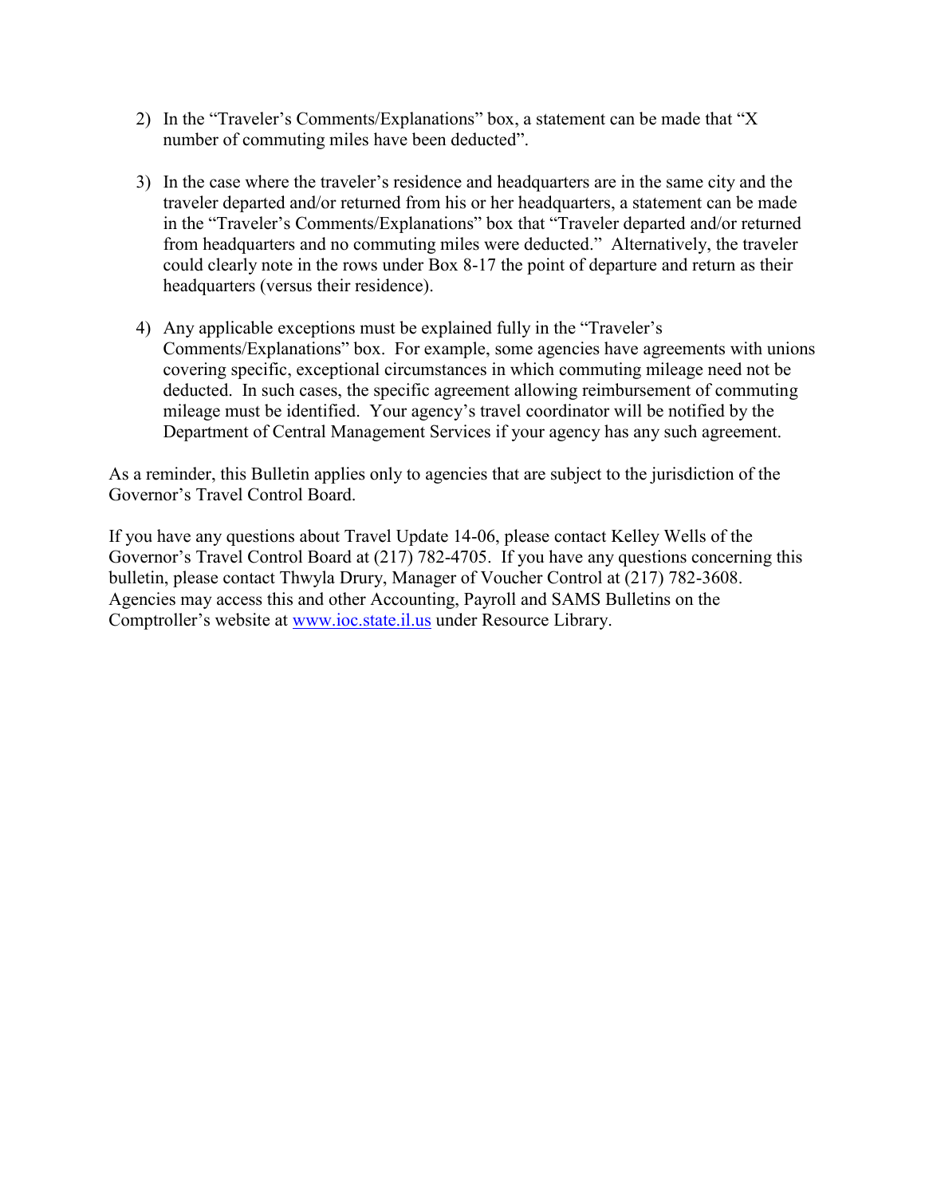2) In the "Traveler's Comments/Explanations" box, a statement can be made that "X number of commuting miles have been deducted".

3) In the case where the traveler's residence and headquarters are in the same city and the traveler departed and/or returned from his or her headquarters, a statement can be made in the "Traveler's Comments/Explanations" box that "Traveler departed and/or returned from headquarters and no commuting miles were deducted." Alternatively, the traveler could clearly note in the rows under Box 8-17 the point of departure and return as their headquarters (versus their residence).

4) Any applicable exceptions must be explained fully in the "Traveler's Comments/Explanations" box. For example, some agencies have agreements with unions covering specific, exceptional circumstances in which commuting mileage need not be deducted. In such cases, the specific agreement allowing reimbursement of commuting mileage must be identified. Your agency's travel coordinator will be notified by the Department of Central Management Services if your agency has any such agreement.

As a reminder, this Bulletin applies only to agencies that are subject to the jurisdiction of the Governor's Travel Control Board.

If you have any questions about Travel Update 14-06, please contact Kelley Wells of the Governor's Travel Control Board at (217) 782-4705. If you have any questions concerning this bulletin, please contact Thwyla Drury, Manager of Voucher Control at (217) 782-3608. Agencies may access this and other Accounting, Payroll and SAMS Bulletins on the Comptroller's website at [www.ioc.state.il.us](http://www.ioc.state.il.us) under Resource Library.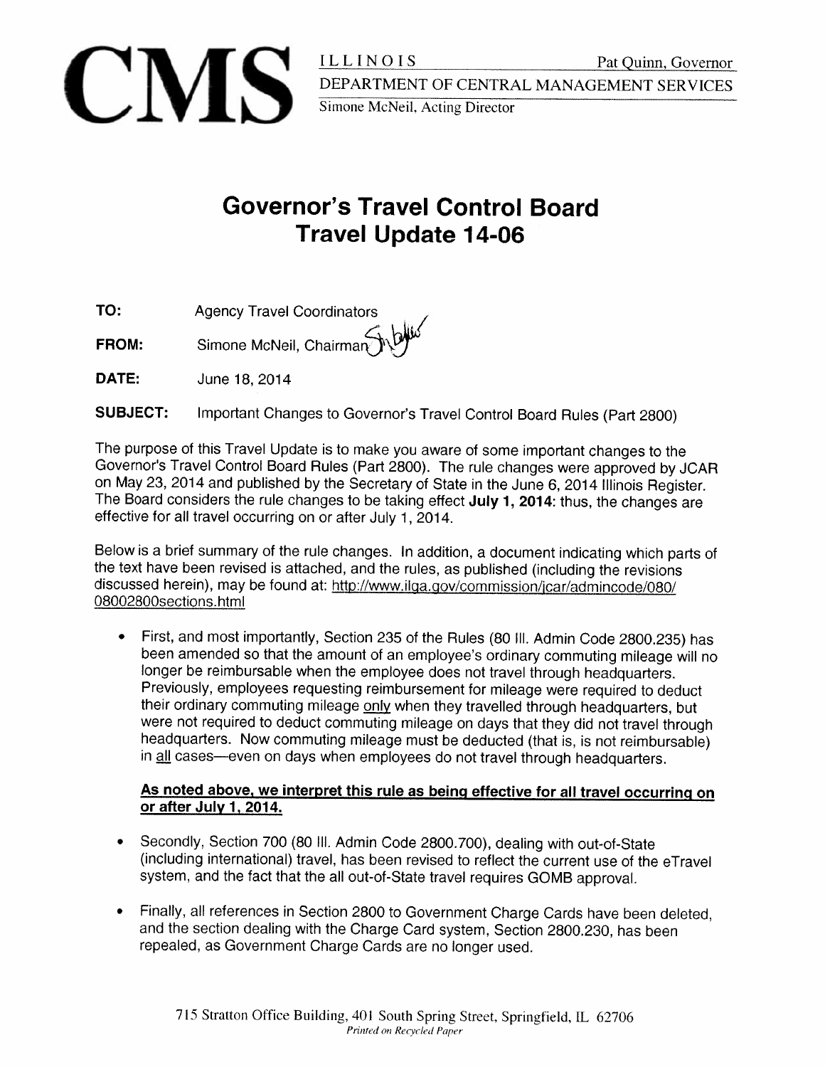# CMS

ILLINOIS — Pat Quinn, Governor

DEPARTMENT OF CENTRAL MANAGEMENT SERVICES

Simone McNeil, Acting Director

## Governor's Travel Control Board
## Travel Update 14-06

**TO:** Agency Travel Coordinators

**FROM:** Simone McNeil, Chairman

**DATE:** June 18, 2014

**SUBJECT:** Important Changes to Governor's Travel Control Board Rules (Part 2800)

The purpose of this Travel Update is to make you aware of some important changes to the Governor's Travel Control Board Rules (Part 2800). The rule changes were approved by JCAR on May 23, 2014 and published by the Secretary of State in the June 6, 2014 Illinois Register. The Board considers the rule changes to be taking effect **July 1, 2014**: thus, the changes are effective for all travel occurring on or after July 1, 2014.

Below is a brief summary of the rule changes. In addition, a document indicating which parts of the text have been revised is attached, and the rules, as published (including the revisions discussed herein), may be found at: http://www.ilga.gov/commission/jcar/admincode/080/08002800sections.html

- First, and most importantly, Section 235 of the Rules (80 Ill. Admin Code 2800.235) has been amended so that the amount of an employee's ordinary commuting mileage will no longer be reimbursable when the employee does not travel through headquarters. Previously, employees requesting reimbursement for mileage were required to deduct their ordinary commuting mileage <u>only</u> when they travelled through headquarters, but were not required to deduct commuting mileage on days that they did not travel through headquarters. Now commuting mileage must be deducted (that is, is not reimbursable) in <u>all</u> cases—even on days when employees do not travel through headquarters.

  **<u>As noted above, we interpret this rule as being effective for all travel occurring on or after July 1, 2014.</u>**

- Secondly, Section 700 (80 Ill. Admin Code 2800.700), dealing with out-of-State (including international) travel, has been revised to reflect the current use of the eTravel system, and the fact that the all out-of-State travel requires GOMB approval.

- Finally, all references in Section 2800 to Government Charge Cards have been deleted, and the section dealing with the Charge Card system, Section 2800.230, has been repealed, as Government Charge Cards are no longer used.

715 Stratton Office Building, 401 South Spring Street, Springfield, IL 62706

*Printed on Recycled Paper*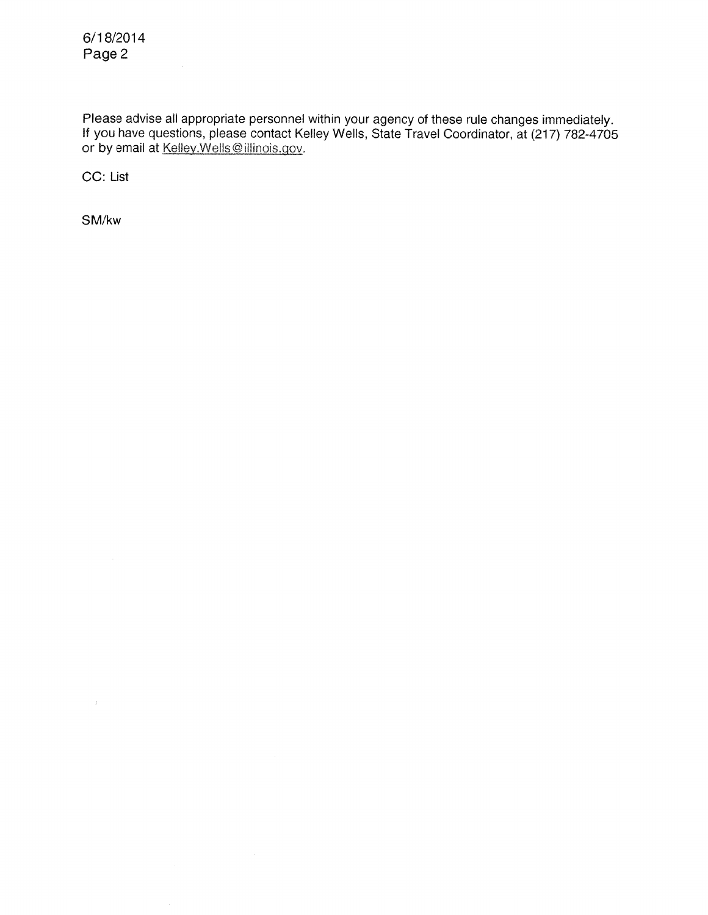Please advise all appropriate personnel within your agency of these rule changes immediately. If you have questions, please contact Kelley Wells, State Travel Coordinator, at (217) 782-4705 or by email at Kelley.Wells@illinois.gov.

CC: List

SM/kw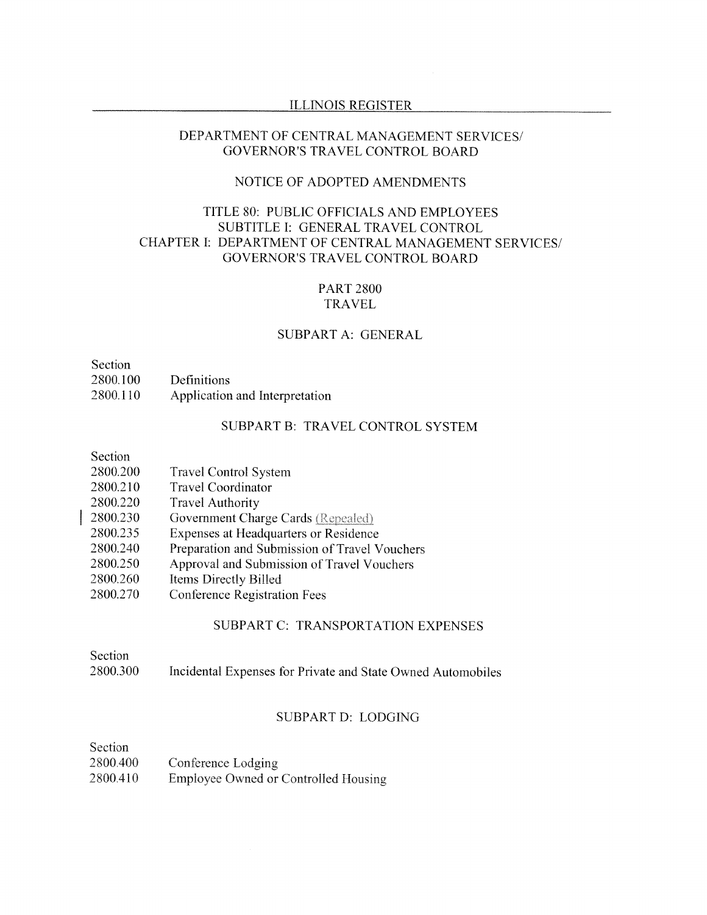# DEPARTMENT OF CENTRAL MANAGEMENT SERVICES/ GOVERNOR'S TRAVEL CONTROL BOARD

## NOTICE OF ADOPTED AMENDMENTS

## TITLE 80: PUBLIC OFFICIALS AND EMPLOYEES
## SUBTITLE I: GENERAL TRAVEL CONTROL
## CHAPTER I: DEPARTMENT OF CENTRAL MANAGEMENT SERVICES/ GOVERNOR'S TRAVEL CONTROL BOARD

## PART 2800
## TRAVEL

### SUBPART A: GENERAL

Section
2800.100 Definitions
2800.110 Application and Interpretation

### SUBPART B: TRAVEL CONTROL SYSTEM

Section
2800.200 Travel Control System
2800.210 Travel Coordinator
2800.220 Travel Authority
2800.230 Government Charge Cards (Repealed)
2800.235 Expenses at Headquarters or Residence
2800.240 Preparation and Submission of Travel Vouchers
2800.250 Approval and Submission of Travel Vouchers
2800.260 Items Directly Billed
2800.270 Conference Registration Fees

### SUBPART C: TRANSPORTATION EXPENSES

Section
2800.300 Incidental Expenses for Private and State Owned Automobiles

### SUBPART D: LODGING

Section
2800.400 Conference Lodging
2800.410 Employee Owned or Controlled Housing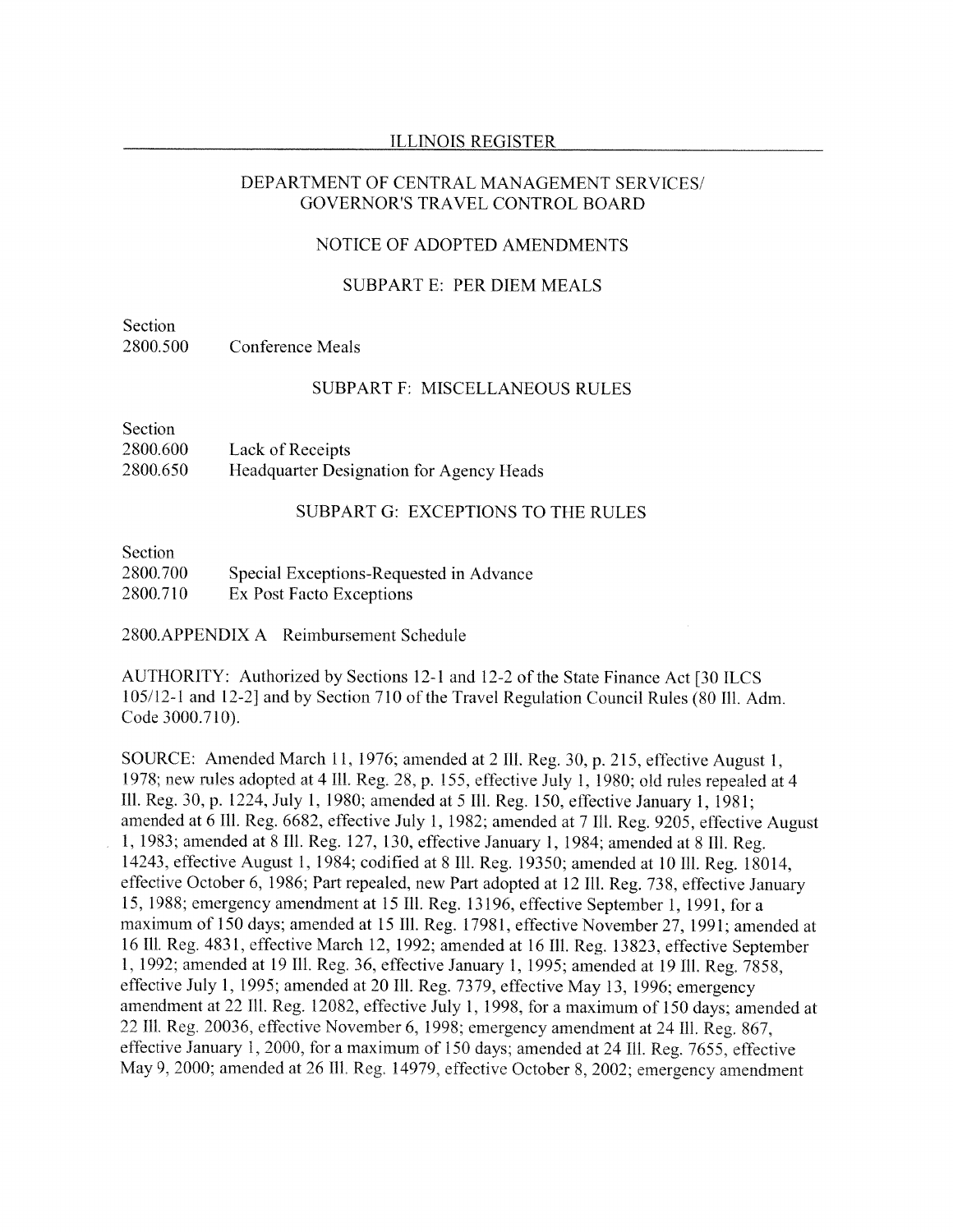DEPARTMENT OF CENTRAL MANAGEMENT SERVICES/
GOVERNOR'S TRAVEL CONTROL BOARD

NOTICE OF ADOPTED AMENDMENTS

SUBPART E: PER DIEM MEALS

| Section | |
|---|---|
| 2800.500 | Conference Meals |

SUBPART F: MISCELLANEOUS RULES

| Section | |
|---|---|
| 2800.600 | Lack of Receipts |
| 2800.650 | Headquarter Designation for Agency Heads |

SUBPART G: EXCEPTIONS TO THE RULES

| Section | |
|---|---|
| 2800.700 | Special Exceptions-Requested in Advance |
| 2800.710 | Ex Post Facto Exceptions |

2800.APPENDIX A Reimbursement Schedule

AUTHORITY: Authorized by Sections 12-1 and 12-2 of the State Finance Act [30 ILCS 105/12-1 and 12-2] and by Section 710 of the Travel Regulation Council Rules (80 Ill. Adm. Code 3000.710).

SOURCE: Amended March 11, 1976; amended at 2 Ill. Reg. 30, p. 215, effective August 1, 1978; new rules adopted at 4 Ill. Reg. 28, p. 155, effective July 1, 1980; old rules repealed at 4 Ill. Reg. 30, p. 1224, July 1, 1980; amended at 5 Ill. Reg. 150, effective January 1, 1981; amended at 6 Ill. Reg. 6682, effective July 1, 1982; amended at 7 Ill. Reg. 9205, effective August 1, 1983; amended at 8 Ill. Reg. 127, 130, effective January 1, 1984; amended at 8 Ill. Reg. 14243, effective August 1, 1984; codified at 8 Ill. Reg. 19350; amended at 10 Ill. Reg. 18014, effective October 6, 1986; Part repealed, new Part adopted at 12 Ill. Reg. 738, effective January 15, 1988; emergency amendment at 15 Ill. Reg. 13196, effective September 1, 1991, for a maximum of 150 days; amended at 15 Ill. Reg. 17981, effective November 27, 1991; amended at 16 Ill. Reg. 4831, effective March 12, 1992; amended at 16 Ill. Reg. 13823, effective September 1, 1992; amended at 19 Ill. Reg. 36, effective January 1, 1995; amended at 19 Ill. Reg. 7858, effective July 1, 1995; amended at 20 Ill. Reg. 7379, effective May 13, 1996; emergency amendment at 22 Ill. Reg. 12082, effective July 1, 1998, for a maximum of 150 days; amended at 22 Ill. Reg. 20036, effective November 6, 1998; emergency amendment at 24 Ill. Reg. 867, effective January 1, 2000, for a maximum of 150 days; amended at 24 Ill. Reg. 7655, effective May 9, 2000; amended at 26 Ill. Reg. 14979, effective October 8, 2002; emergency amendment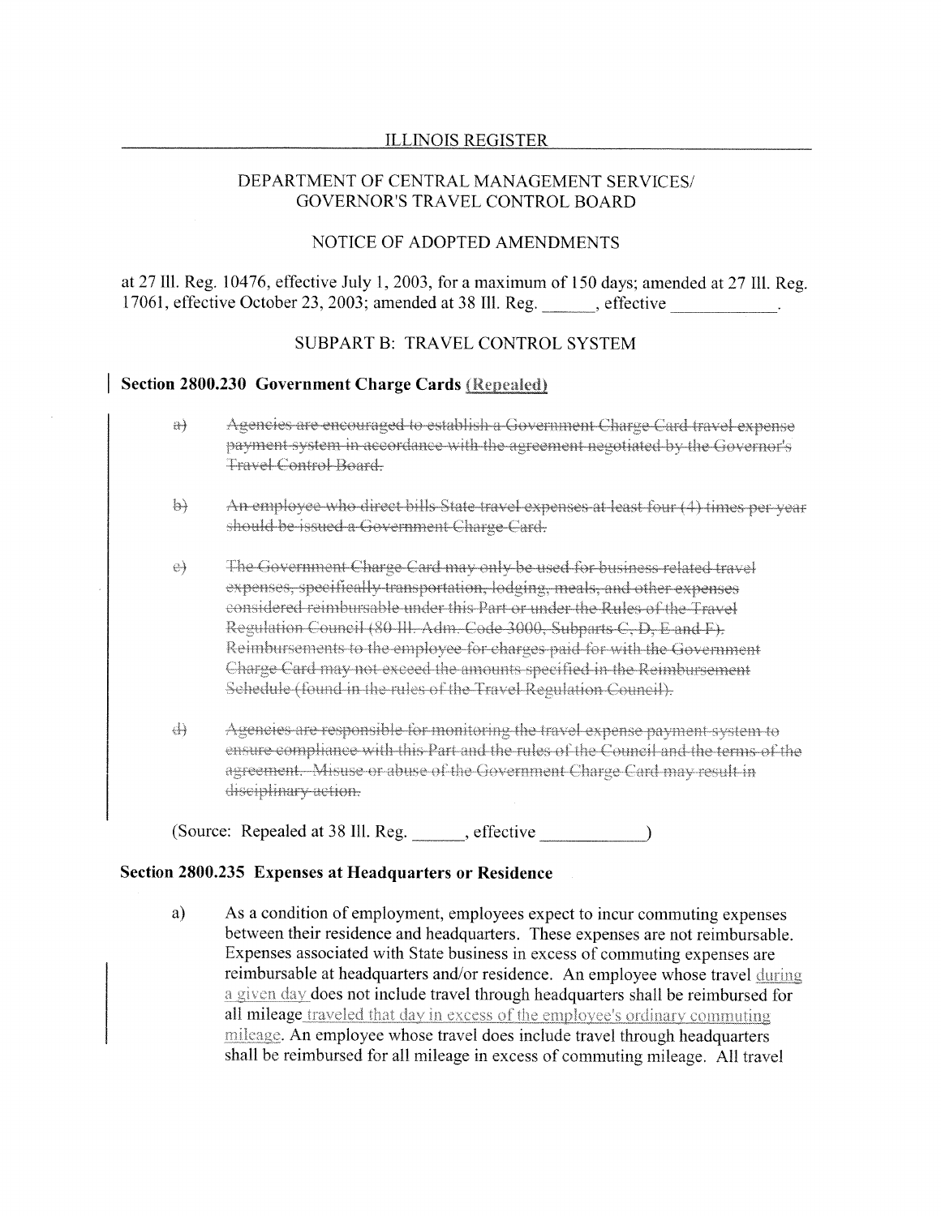ILLINOIS REGISTER

DEPARTMENT OF CENTRAL MANAGEMENT SERVICES/
GOVERNOR'S TRAVEL CONTROL BOARD

NOTICE OF ADOPTED AMENDMENTS

at 27 Ill. Reg. 10476, effective July 1, 2003, for a maximum of 150 days; amended at 27 Ill. Reg. 17061, effective October 23, 2003; amended at 38 Ill. Reg. ______, effective ____________.

SUBPART B: TRAVEL CONTROL SYSTEM

**Section 2800.230 Government Charge Cards (Repealed)**

a) ~~Agencies are encouraged to establish a Government Charge Card travel expense payment system in accordance with the agreement negotiated by the Governor's Travel Control Board.~~

b) ~~An employee who direct bills State travel expenses at least four (4) times per year should be issued a Government Charge Card.~~

c) ~~The Government Charge Card may only be used for business related travel expenses, specifically transportation, lodging, meals, and other expenses considered reimbursable under this Part or under the Rules of the Travel Regulation Council (80 Ill. Adm. Code 3000, Subparts C, D, E and F). Reimbursements to the employee for charges paid for with the Government Charge Card may not exceed the amounts specified in the Reimbursement Schedule (found in the rules of the Travel Regulation Council).~~

d) ~~Agencies are responsible for monitoring the travel expense payment system to ensure compliance with this Part and the rules of the Council and the terms of the agreement. Misuse or abuse of the Government Charge Card may result in disciplinary action.~~

(Source: Repealed at 38 Ill. Reg. ______, effective ____________)

**Section 2800.235 Expenses at Headquarters or Residence**

a) As a condition of employment, employees expect to incur commuting expenses between their residence and headquarters. These expenses are not reimbursable. Expenses associated with State business in excess of commuting expenses are reimbursable at headquarters and/or residence. An employee whose travel during a given day does not include travel through headquarters shall be reimbursed for all mileage traveled that day in excess of the employee's ordinary commuting mileage. An employee whose travel does include travel through headquarters shall be reimbursed for all mileage in excess of commuting mileage. All travel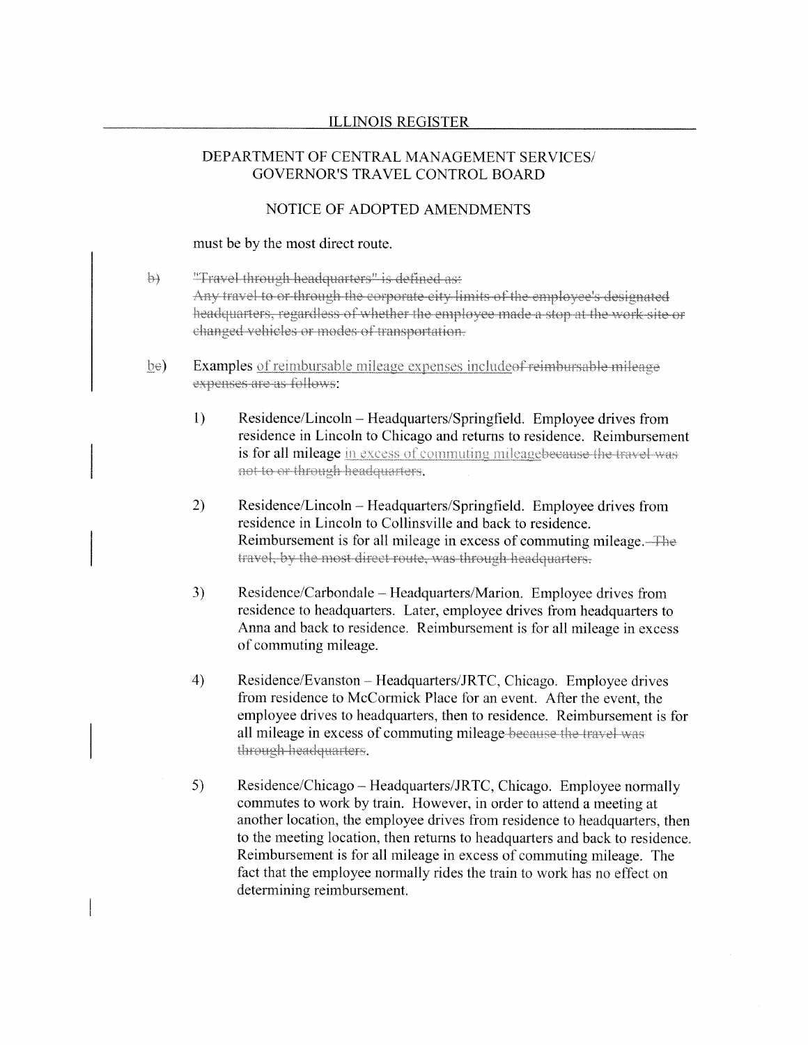DEPARTMENT OF CENTRAL MANAGEMENT SERVICES/
GOVERNOR'S TRAVEL CONTROL BOARD

NOTICE OF ADOPTED AMENDMENTS

must be by the most direct route.

~~b)~~ ~~"Travel through headquarters" is defined as:~~
~~Any travel to or through the corporate city limits of the employee's designated headquarters, regardless of whether the employee made a stop at the work site or changed vehicles or modes of transportation.~~

b~~c~~) Examples <u>of reimbursable mileage expenses include</u>~~of reimbursable mileage expenses are as follows~~:

1) Residence/Lincoln – Headquarters/Springfield. Employee drives from residence in Lincoln to Chicago and returns to residence. Reimbursement is for all mileage <u>in excess of commuting mileage</u>~~because the travel was not to or through headquarters~~.

2) Residence/Lincoln – Headquarters/Springfield. Employee drives from residence in Lincoln to Collinsville and back to residence. Reimbursement is for all mileage in excess of commuting mileage. ~~The travel, by the most direct route, was through headquarters.~~

3) Residence/Carbondale – Headquarters/Marion. Employee drives from residence to headquarters. Later, employee drives from headquarters to Anna and back to residence. Reimbursement is for all mileage in excess of commuting mileage.

4) Residence/Evanston – Headquarters/JRTC, Chicago. Employee drives from residence to McCormick Place for an event. After the event, the employee drives to headquarters, then to residence. Reimbursement is for all mileage in excess of commuting mileage ~~because the travel was through headquarters~~.

5) Residence/Chicago – Headquarters/JRTC, Chicago. Employee normally commutes to work by train. However, in order to attend a meeting at another location, the employee drives from residence to headquarters, then to the meeting location, then returns to headquarters and back to residence. Reimbursement is for all mileage in excess of commuting mileage. The fact that the employee normally rides the train to work has no effect on determining reimbursement.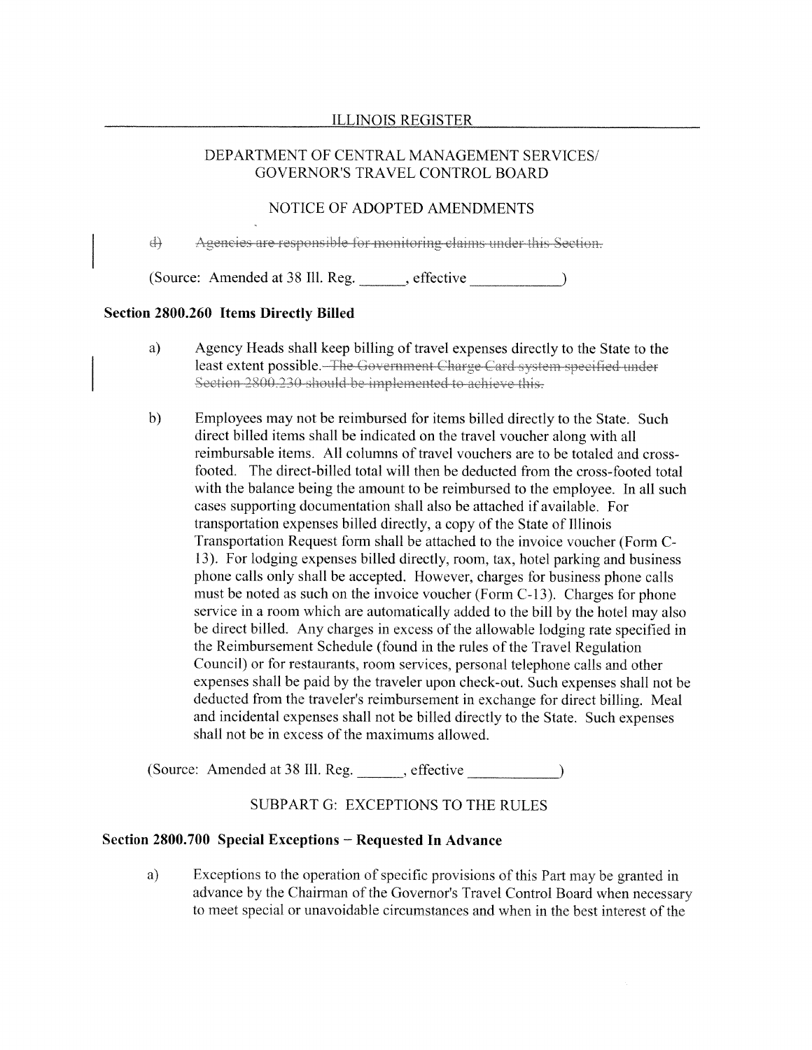ILLINOIS REGISTER

DEPARTMENT OF CENTRAL MANAGEMENT SERVICES/
GOVERNOR'S TRAVEL CONTROL BOARD

NOTICE OF ADOPTED AMENDMENTS

d) ~~Agencies are responsible for monitoring claims under this Section.~~

(Source: Amended at 38 Ill. Reg. ______, effective ____________)

**Section 2800.260 Items Directly Billed**

a) Agency Heads shall keep billing of travel expenses directly to the State to the least extent possible. ~~The Government Charge Card system specified under Section 2800.230 should be implemented to achieve this.~~

b) Employees may not be reimbursed for items billed directly to the State. Such direct billed items shall be indicated on the travel voucher along with all reimbursable items. All columns of travel vouchers are to be totaled and cross-footed. The direct-billed total will then be deducted from the cross-footed total with the balance being the amount to be reimbursed to the employee. In all such cases supporting documentation shall also be attached if available. For transportation expenses billed directly, a copy of the State of Illinois Transportation Request form shall be attached to the invoice voucher (Form C-13). For lodging expenses billed directly, room, tax, hotel parking and business phone calls only shall be accepted. However, charges for business phone calls must be noted as such on the invoice voucher (Form C-13). Charges for phone service in a room which are automatically added to the bill by the hotel may also be direct billed. Any charges in excess of the allowable lodging rate specified in the Reimbursement Schedule (found in the rules of the Travel Regulation Council) or for restaurants, room services, personal telephone calls and other expenses shall be paid by the traveler upon check-out. Such expenses shall not be deducted from the traveler's reimbursement in exchange for direct billing. Meal and incidental expenses shall not be billed directly to the State. Such expenses shall not be in excess of the maximums allowed.

(Source: Amended at 38 Ill. Reg. ______, effective ____________)

SUBPART G: EXCEPTIONS TO THE RULES

**Section 2800.700 Special Exceptions – Requested In Advance**

a) Exceptions to the operation of specific provisions of this Part may be granted in advance by the Chairman of the Governor's Travel Control Board when necessary to meet special or unavoidable circumstances and when in the best interest of the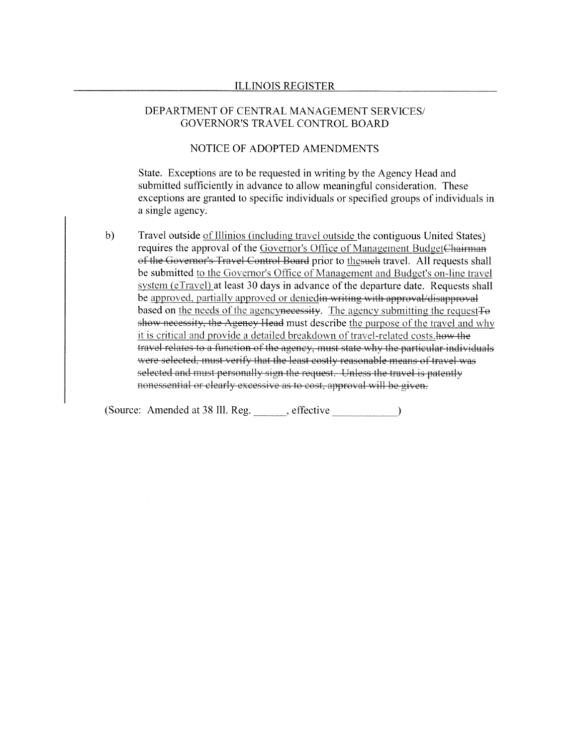State. Exceptions are to be requested in writing by the Agency Head and submitted sufficiently in advance to allow meaningful consideration. These exceptions are granted to specific individuals or specified groups of individuals in a single agency.

b) Travel outside of Illinios (including travel outside the contiguous United States) requires the approval of the Governor's Office of Management Budget~~Chairman of the Governor's Travel Control Board~~ prior to the~~such~~ travel. All requests shall be submitted to the Governor's Office of Management and Budget's on-line travel system (eTravel) at least 30 days in advance of the departure date. Requests shall be approved, partially approved or denied~~in writing with approval/disapproval~~ based on the needs of the agency~~necessity~~. The agency submitting the request~~To show necessity, the Agency Head~~ must describe the purpose of the travel and why it is critical and provide a detailed breakdown of travel-related costs.~~how the travel relates to a function of the agency, must state why the particular individuals were selected, must verify that the least costly reasonable means of travel was selected and must personally sign the request. Unless the travel is patently nonessential or clearly excessive as to cost, approval will be given.~~

(Source: Amended at 38 Ill. Reg. ______, effective ____________)